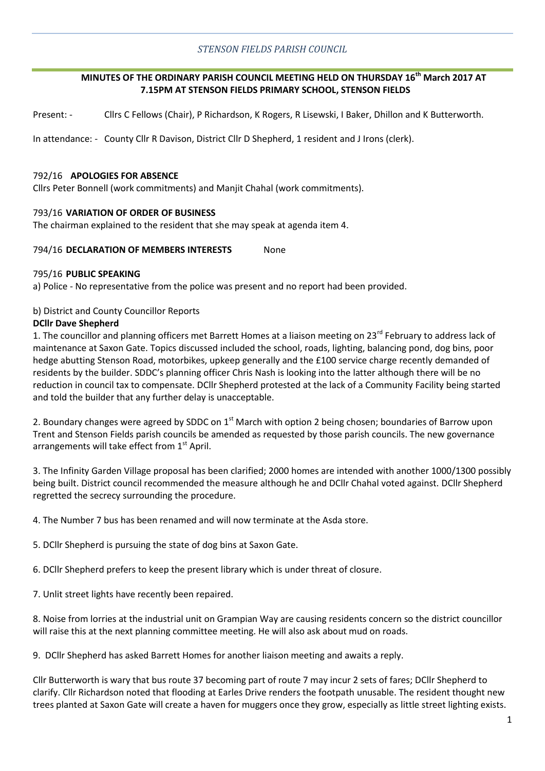*STENSON FIELDS PARISH COUNCIL*

**MINUTES OF THE ORDINARY PARISH COUNCIL MEETING HELD ON THURSDAY 16th March 2017 AT 7.15PM AT STENSON FIELDS PRIMARY SCHOOL, STENSON FIELDS**

Present: - Cllrs C Fellows (Chair), P Richardson, K Rogers, R Lisewski, I Baker, Dhillon and K Butterworth.

In attendance: - County Cllr R Davison, District Cllr D Shepherd, 1 resident and J Irons (clerk).

792/16 **APOLOGIES FOR ABSENCE**
Cllrs Peter Bonnell (work commitments) and Manjit Chahal (work commitments).

793/16 **VARIATION OF ORDER OF BUSINESS**
The chairman explained to the resident that she may speak at agenda item 4.

794/16 **DECLARATION OF MEMBERS INTERESTS** None

795/16 **PUBLIC SPEAKING**
a) Police - No representative from the police was present and no report had been provided.

b) District and County Councillor Reports
**DCllr Dave Shepherd**
1. The councillor and planning officers met Barrett Homes at a liaison meeting on 23rd February to address lack of maintenance at Saxon Gate. Topics discussed included the school, roads, lighting, balancing pond, dog bins, poor hedge abutting Stenson Road, motorbikes, upkeep generally and the £100 service charge recently demanded of residents by the builder. SDDC's planning officer Chris Nash is looking into the latter although there will be no reduction in council tax to compensate. DCllr Shepherd protested at the lack of a Community Facility being started and told the builder that any further delay is unacceptable.

2. Boundary changes were agreed by SDDC on 1st March with option 2 being chosen; boundaries of Barrow upon Trent and Stenson Fields parish councils be amended as requested by those parish councils. The new governance arrangements will take effect from 1st April.

3. The Infinity Garden Village proposal has been clarified; 2000 homes are intended with another 1000/1300 possibly being built. District council recommended the measure although he and DCllr Chahal voted against. DCllr Shepherd regretted the secrecy surrounding the procedure.

4. The Number 7 bus has been renamed and will now terminate at the Asda store.

5. DCllr Shepherd is pursuing the state of dog bins at Saxon Gate.

6. DCllr Shepherd prefers to keep the present library which is under threat of closure.

7. Unlit street lights have recently been repaired.

8. Noise from lorries at the industrial unit on Grampian Way are causing residents concern so the district councillor will raise this at the next planning committee meeting. He will also ask about mud on roads.

9. DCllr Shepherd has asked Barrett Homes for another liaison meeting and awaits a reply.

Cllr Butterworth is wary that bus route 37 becoming part of route 7 may incur 2 sets of fares; DCllr Shepherd to clarify. Cllr Richardson noted that flooding at Earles Drive renders the footpath unusable. The resident thought new trees planted at Saxon Gate will create a haven for muggers once they grow, especially as little street lighting exists.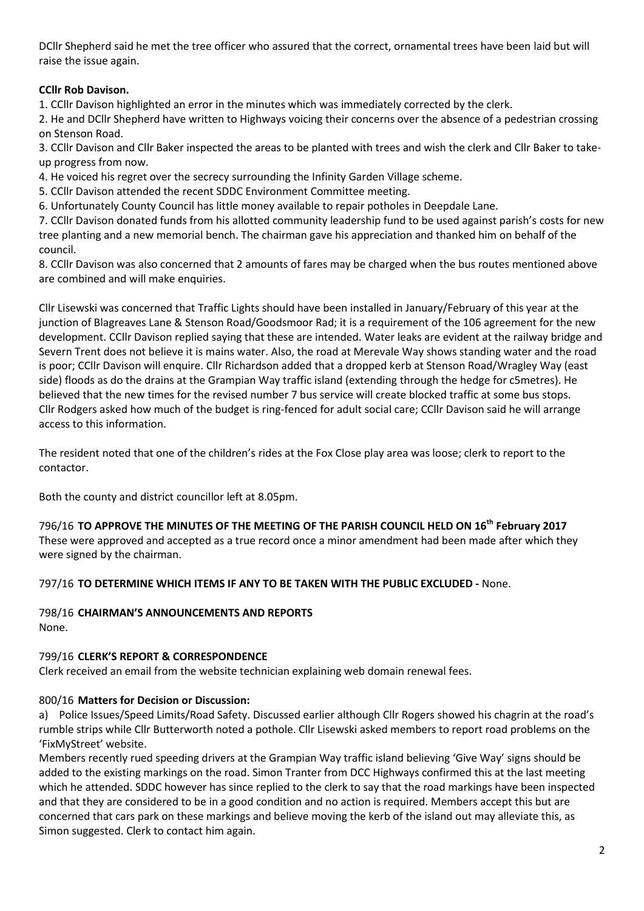DCllr Shepherd said he met the tree officer who assured that the correct, ornamental trees have been laid but will raise the issue again.

**CCllr Rob Davison.**

1. CCllr Davison highlighted an error in the minutes which was immediately corrected by the clerk.
2. He and DCllr Shepherd have written to Highways voicing their concerns over the absence of a pedestrian crossing on Stenson Road.
3. CCllr Davison and Cllr Baker inspected the areas to be planted with trees and wish the clerk and Cllr Baker to take-up progress from now.
4. He voiced his regret over the secrecy surrounding the Infinity Garden Village scheme.
5. CCllr Davison attended the recent SDDC Environment Committee meeting.
6. Unfortunately County Council has little money available to repair potholes in Deepdale Lane.
7. CCllr Davison donated funds from his allotted community leadership fund to be used against parish's costs for new tree planting and a new memorial bench. The chairman gave his appreciation and thanked him on behalf of the council.
8. CCllr Davison was also concerned that 2 amounts of fares may be charged when the bus routes mentioned above are combined and will make enquiries.

Cllr Lisewski was concerned that Traffic Lights should have been installed in January/February of this year at the junction of Blagreaves Lane & Stenson Road/Goodsmoor Rad; it is a requirement of the 106 agreement for the new development. CCllr Davison replied saying that these are intended. Water leaks are evident at the railway bridge and Severn Trent does not believe it is mains water. Also, the road at Merevale Way shows standing water and the road is poor; CCllr Davison will enquire. Cllr Richardson added that a dropped kerb at Stenson Road/Wragley Way (east side) floods as do the drains at the Grampian Way traffic island (extending through the hedge for c5metres). He believed that the new times for the revised number 7 bus service will create blocked traffic at some bus stops. Cllr Rodgers asked how much of the budget is ring-fenced for adult social care; CCllr Davison said he will arrange access to this information.

The resident noted that one of the children's rides at the Fox Close play area was loose; clerk to report to the contactor.

Both the county and district councillor left at 8.05pm.

796/16 **TO APPROVE THE MINUTES OF THE MEETING OF THE PARISH COUNCIL HELD ON 16th February 2017**
These were approved and accepted as a true record once a minor amendment had been made after which they were signed by the chairman.

797/16 **TO DETERMINE WHICH ITEMS IF ANY TO BE TAKEN WITH THE PUBLIC EXCLUDED -** None.

798/16 **CHAIRMAN'S ANNOUNCEMENTS AND REPORTS**
None.

799/16 **CLERK'S REPORT & CORRESPONDENCE**
Clerk received an email from the website technician explaining web domain renewal fees.

800/16 **Matters for Decision or Discussion:**

a) Police Issues/Speed Limits/Road Safety. Discussed earlier although Cllr Rogers showed his chagrin at the road's rumble strips while Cllr Butterworth noted a pothole. Cllr Lisewski asked members to report road problems on the 'FixMyStreet' website.

Members recently rued speeding drivers at the Grampian Way traffic island believing 'Give Way' signs should be added to the existing markings on the road. Simon Tranter from DCC Highways confirmed this at the last meeting which he attended. SDDC however has since replied to the clerk to say that the road markings have been inspected and that they are considered to be in a good condition and no action is required. Members accept this but are concerned that cars park on these markings and believe moving the kerb of the island out may alleviate this, as Simon suggested. Clerk to contact him again.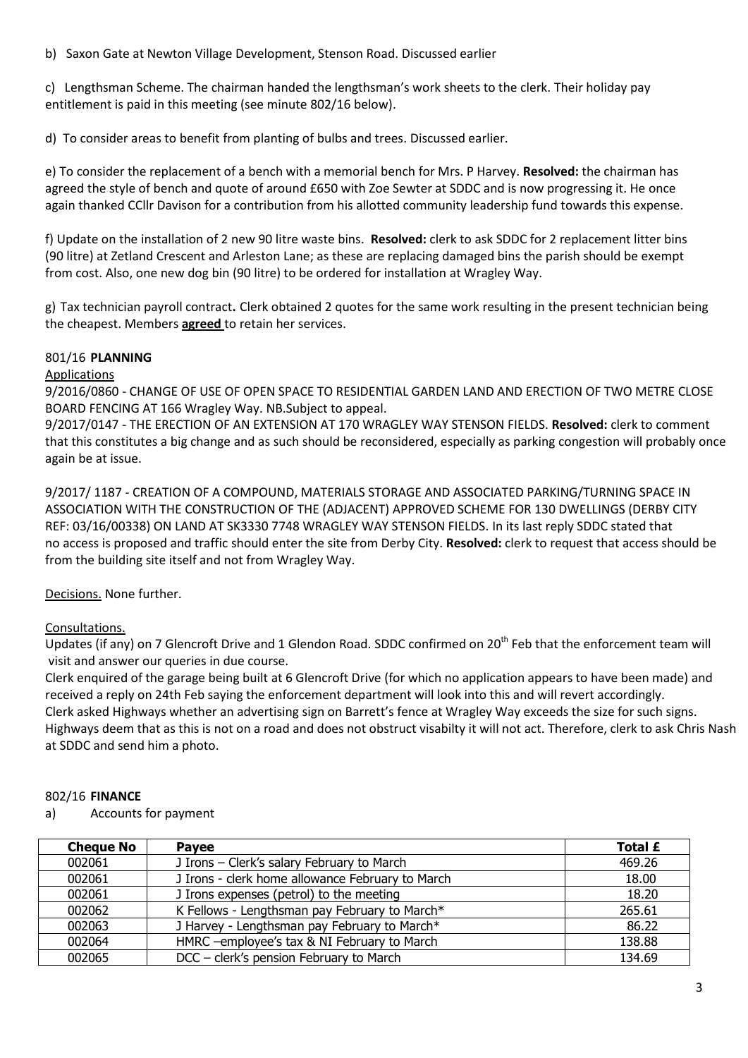b) Saxon Gate at Newton Village Development, Stenson Road. Discussed earlier

c) Lengthsman Scheme. The chairman handed the lengthsman's work sheets to the clerk. Their holiday pay entitlement is paid in this meeting (see minute 802/16 below).

d) To consider areas to benefit from planting of bulbs and trees. Discussed earlier.

e) To consider the replacement of a bench with a memorial bench for Mrs. P Harvey. **Resolved:** the chairman has agreed the style of bench and quote of around £650 with Zoe Sewter at SDDC and is now progressing it. He once again thanked CCllr Davison for a contribution from his allotted community leadership fund towards this expense.

f) Update on the installation of 2 new 90 litre waste bins. **Resolved:** clerk to ask SDDC for 2 replacement litter bins (90 litre) at Zetland Crescent and Arleston Lane; as these are replacing damaged bins the parish should be exempt from cost. Also, one new dog bin (90 litre) to be ordered for installation at Wragley Way.

g) Tax technician payroll contract**.** Clerk obtained 2 quotes for the same work resulting in the present technician being the cheapest. Members **agreed** to retain her services.

801/16 **PLANNING**

Applications

9/2016/0860 - CHANGE OF USE OF OPEN SPACE TO RESIDENTIAL GARDEN LAND AND ERECTION OF TWO METRE CLOSE BOARD FENCING AT 166 Wragley Way. NB.Subject to appeal.

9/2017/0147 - THE ERECTION OF AN EXTENSION AT 170 WRAGLEY WAY STENSON FIELDS. **Resolved:** clerk to comment that this constitutes a big change and as such should be reconsidered, especially as parking congestion will probably once again be at issue.

9/2017/ 1187 - CREATION OF A COMPOUND, MATERIALS STORAGE AND ASSOCIATED PARKING/TURNING SPACE IN ASSOCIATION WITH THE CONSTRUCTION OF THE (ADJACENT) APPROVED SCHEME FOR 130 DWELLINGS (DERBY CITY REF: 03/16/00338) ON LAND AT SK3330 7748 WRAGLEY WAY STENSON FIELDS. In its last reply SDDC stated that no access is proposed and traffic should enter the site from Derby City. **Resolved:** clerk to request that access should be from the building site itself and not from Wragley Way.

Decisions. None further.

Consultations.

Updates (if any) on 7 Glencroft Drive and 1 Glendon Road. SDDC confirmed on 20th Feb that the enforcement team will visit and answer our queries in due course.

Clerk enquired of the garage being built at 6 Glencroft Drive (for which no application appears to have been made) and received a reply on 24th Feb saying the enforcement department will look into this and will revert accordingly.

Clerk asked Highways whether an advertising sign on Barrett's fence at Wragley Way exceeds the size for such signs. Highways deem that as this is not on a road and does not obstruct visabilty it will not act. Therefore, clerk to ask Chris Nash at SDDC and send him a photo.

802/16 **FINANCE**

a) Accounts for payment

| Cheque No | Payee | Total £ |
|---|---|---|
| 002061 | J Irons – Clerk's salary February to March | 469.26 |
| 002061 | J Irons - clerk home allowance February to March | 18.00 |
| 002061 | J Irons expenses (petrol) to the meeting | 18.20 |
| 002062 | K Fellows - Lengthsman pay February to March* | 265.61 |
| 002063 | J Harvey - Lengthsman pay February to March* | 86.22 |
| 002064 | HMRC –employee's tax & NI February to March | 138.88 |
| 002065 | DCC – clerk's pension February to March | 134.69 |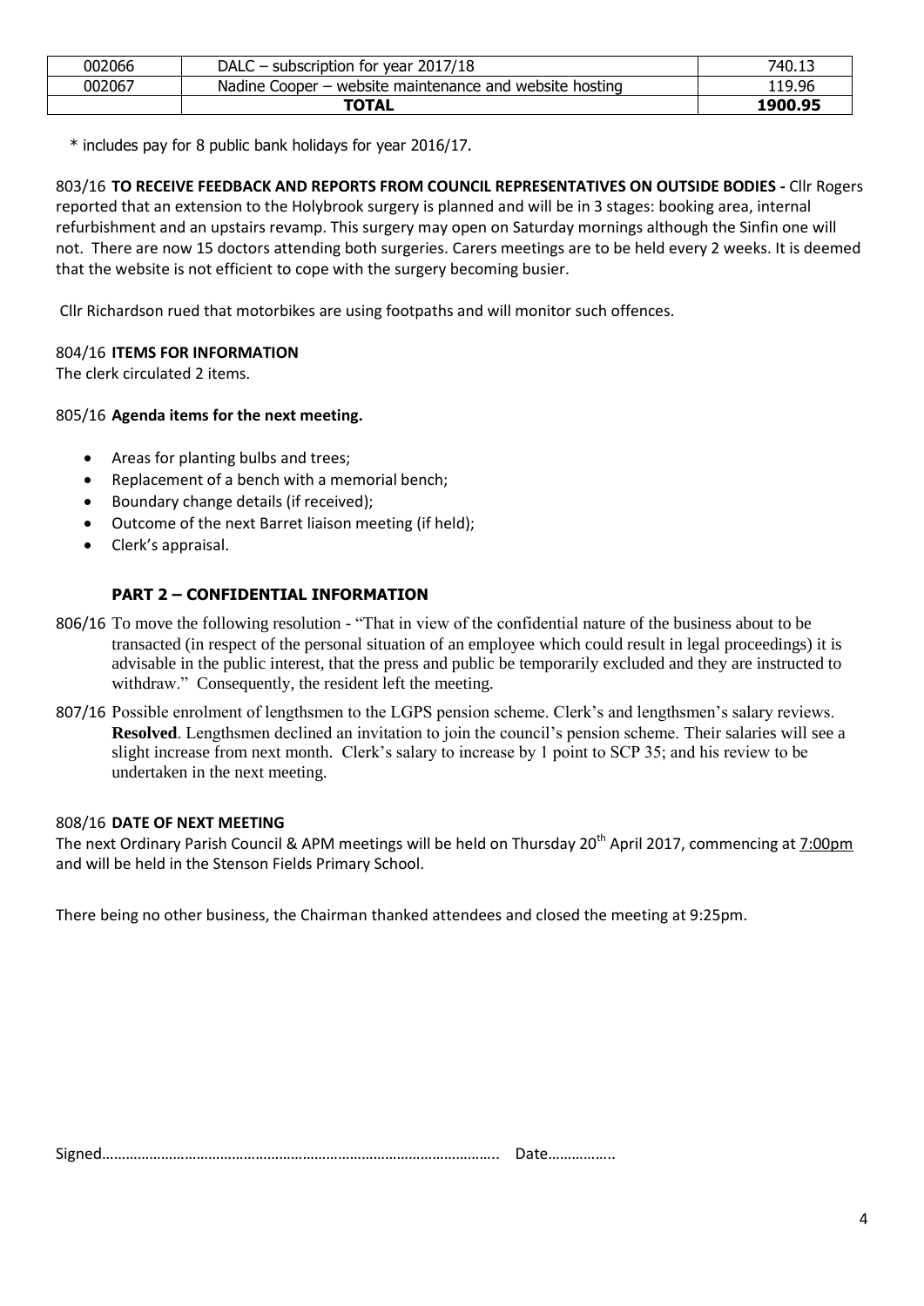| | | |
|---|---|---|
| 002066 | DALC – subscription for year 2017/18 | 740.13 |
| 002067 | Nadine Cooper – website maintenance and website hosting | 119.96 |
| | **TOTAL** | **1900.95** |

\* includes pay for 8 public bank holidays for year 2016/17.

803/16 **TO RECEIVE FEEDBACK AND REPORTS FROM COUNCIL REPRESENTATIVES ON OUTSIDE BODIES -** Cllr Rogers reported that an extension to the Holybrook surgery is planned and will be in 3 stages: booking area, internal refurbishment and an upstairs revamp. This surgery may open on Saturday mornings although the Sinfin one will not. There are now 15 doctors attending both surgeries. Carers meetings are to be held every 2 weeks. It is deemed that the website is not efficient to cope with the surgery becoming busier.

Cllr Richardson rued that motorbikes are using footpaths and will monitor such offences.

804/16 **ITEMS FOR INFORMATION**

The clerk circulated 2 items.

805/16 **Agenda items for the next meeting.**

- Areas for planting bulbs and trees;
- Replacement of a bench with a memorial bench;
- Boundary change details (if received);
- Outcome of the next Barret liaison meeting (if held);
- Clerk's appraisal.

## PART 2 – CONFIDENTIAL INFORMATION

806/16 To move the following resolution - "That in view of the confidential nature of the business about to be transacted (in respect of the personal situation of an employee which could result in legal proceedings) it is advisable in the public interest, that the press and public be temporarily excluded and they are instructed to withdraw." Consequently, the resident left the meeting.

807/16 Possible enrolment of lengthsmen to the LGPS pension scheme. Clerk's and lengthsmen's salary reviews. **Resolved**. Lengthsmen declined an invitation to join the council's pension scheme. Their salaries will see a slight increase from next month. Clerk's salary to increase by 1 point to SCP 35; and his review to be undertaken in the next meeting.

808/16 **DATE OF NEXT MEETING**

The next Ordinary Parish Council & APM meetings will be held on Thursday 20th April 2017, commencing at 7:00pm and will be held in the Stenson Fields Primary School.

There being no other business, the Chairman thanked attendees and closed the meeting at 9:25pm.

Signed……………………………………………………………………………………….. Date……………..